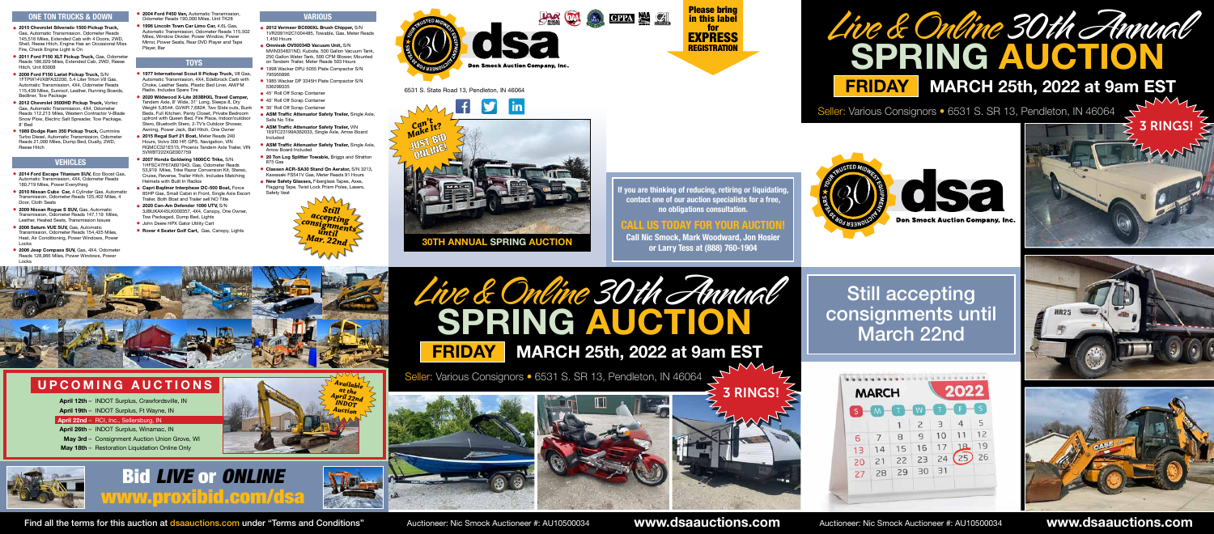## ONE TON TRUCKS & DOWN

- **2015 Chevrolet Silverado 1500 Pickup Truck,** Gas, Automatic Transmission, Odometer Reads 145,516 Miles, Extended Cab with 4 Doors, 2WD, Shell, Reese Hitch, Engine Has an Occasional Miss Fire, Check Engine Light is On
- **2011 Ford F150 XLT Pickup Truck,** Gas, Odometer Reads 186,029 Miles, Extended Cab, 2WD, Reese Hitch, Unit 83008
- **2008 Ford F150 Lariat Pickup Truck,** S/N 1FTPW14V68FA32200, 5.4 Liter Triton V8 Gas, Automatic Transmission, 4X4, Odometer Reads 115,439 Miles, Sunroof, Leather, Running Boards, Bedliner, Tow Package
- **2012 Chevrolet 3500HD Pickup Truck,** Vortec Gas, Automatic Transmission, 4X4, Odometer Reads 112,213 Miles, Western Contractor V-Blade Snow Plow, Electric Salt Spreader, Tow Package, 8' Bed
- **1989 Dodge Ram 350 Pickup Truck,** Cummins Turbo Diesel, Automatic Transmission, Odometer Reads 21,000 Miles, Dump Bed, Dually, 2WD, Reese Hitch
- **2004 Ford F450 Van,** Automatic Transmission, Odometer Reads 190,000 Miles, Unit TK28
- **1996 Lincoln Town Car Limo Car,** 4.6L Gas, Automatic Transmission, Odometer Reads 115,502 Miles, Window Divider, Power Window, Power Mirror, Power Seats, Rear DVD Player and Tape Player, Bar

## VEHICLES

- **2014 Ford Escape Titanium SUV,** Eco Boost Gas, Automatic Transmission, 4X4, Odometer Reads 180,719 Miles, Power Everything
- **2010 Nissan Cube Car,** 4 Cylinder Gas, Automatic Transmission, Odometer Reads 125,402 Miles, 4 Door, Cloth Seats
- **2009 Nissan Rogue S SUV,** Gas, Automatic Transmission, Odometer Reads 147,119 Miles, Leather, Heated Seats, Transmission Issues
- **2006 Saturn VUE SUV,** Gas, Automatic Transmission, Odometer Reads 154,425 Miles, Heat, Air Conditioning, Power Windows, Power Locks
- **2006 Jeep Compass SUV,** Gas, 4X4, Odometer Reads 128,985 Miles, Power Windows, Power Locks

## TOYS

- **1977 International Scout II Pickup Truck,** V8 Gas, Automatic Transmission, 4X4, Edelbrock Carb with Choke, Leather Seats, Plastic Bed Liner, AM/FM Radio, Includes Spare Tire
- **2020 Wildwood X-Lite 263BHXL Travel Camper,** Tandem Axle, 8' Wide, 31' Long, Sleeps 8, Dry Weight 5,854#, GVWR 7,682#, Two Slide outs, Bunk Beds, Full Kitchen, Panty Closet, Private Bedroom upfront with Queen Bed, Fire Place, Indoor/outdoor Stero, Bluetooth Stero, 2-TV's Outdoor Shower, Awning, Power Jack, Ball Hitch, One Owner
- **2015 Regal Surf 21 Boat,** Meter Reads 240 Hours, Volvo 300 HP, GPS, Navigation, VIN RGMCC321E515, Phoenix Tandem Axle Trailer, VIN 5VWBT222XGE007759
- **2007 Honda Goldwing 1800CC Trike,** S/N 1HFSC47F67A601943, Gas, Odometer Reads 53,919 Miles, Trike Razor Conversion Kit, Stereo, Cruise, Reverse, Trailer Hitch, Includes Matching Helmets with Built In Radios
- **Capri Bayliner Interphase DC-500 Boat,** Force 85HP Gas, Small Cabin in Front, Single Axle Escort Trailer, Both Boat and Trailer sell NO Title
- **2020 Can-Am Defender 1000 UTV,** S/N 3JBUKAX45LK000357, 4X4, Canopy, One Owner, Tow Packaged, Dump Bed, Lights
- John Deere HPX Gator Utility Cart
- **Rover 4 Seater Golf Cart,** Gas, Canopy, Lights

## VARIOUS

- **2012 Vermeer BC600XL Brush Chipper,** S/N 1VR2091H2C1004485, Towable, Gas, Meter Reads 1,450 Hours
- **Omnivak OV50034D Vacuum Unit,** S/N MVIN334831ND, Kubota, 500 Gallon Vacuum Tank, 250 Gallon Water Tank, 500 CFM Blower, Mounted on Tandem Trailer, Meter Reads 503 Hours
- 1998 Wacker DPU 5055 Plate Compactor S/N 795856896
- 1985 Wacker DP 3345H Plate Compactor S/N 536098935
- 45' Roll Off Scrap Container
- 40' Roll Off Scrap Container
- 30' Roll Off Scrap Container
- **ASM Traffic Attenuator Safety Trailer,** Single Axle, Sells No Title
- **ASM Traffic Attenuator Safety Trailer,** VIN 1E9TC23199A362033, Single Axle, Arrow Board Included
- **ASM Traffic Attenuator Safety Trailer,** Single Axle, Arrow Board Included
- **20 Ton Log Splitter Towable,** Briggs and Stratton 875 Gas
- **Classen ACR-SA30 Stand On Aerator,** S/N 3213, Kawasaki FS541V Gas, Meter Reads 91 Hours
- **New Safety Glasses,** Fiberglass Tapes, Axes, Flagging Tape, Twist Lock Prism Poles, Lasers, Safety Vest

*Still accepting consignments until Mar. 22nd*

dsa — Don Smock Auction Company, Inc.

6531 S. State Road 13, Pendleton, IN 46064

**Please bring in this label for EXPRESS REGISTRATION**

*Can't Make it? JUST BID ONLINE!*

**30TH ANNUAL SPRING AUCTION**

If you are thinking of reducing, retiring or liquidating, contact one of our auction specialists for a free, no obligations consultation.

**CALL US TODAY FOR YOUR AUCTION!**

**Call Nic Smock, Mark Woodward, Jon Hosier or Larry Tess at (888) 760-1904**

# *Live & Online 30th Annual* SPRING AUCTION

## FRIDAY MARCH 25th, 2022 at 9am EST

Seller: Various Consignors • 6531 S. SR 13, Pendleton, IN 46064

**3 RINGS!**

## UPCOMING AUCTIONS

- **April 12th** – INDOT Surplus, Crawfordsville, IN
- **April 19th** – INDOT Surplus, Ft Wayne, IN
- **April 22nd** – RCI, Inc., Sellersburg, IN
- **April 26th** – INDOT Surplus, Winamac, IN
- **May 3rd** – Consignment Auction Union Grove, WI
- **May 18th** – Restoration Liquidation Online Only

*Available at the April 22nd INDOT Auction*

## Bid *LIVE* or *ONLINE*
## www.proxibid.com/dsa

# *Live & Online 30th Annual* SPRING AUCTION

## FRIDAY MARCH 25th, 2022 at 9am EST

Seller: Various Consignors • 6531 S. SR 13, Pendleton, IN 46064

**3 RINGS!**

## Still accepting consignments until March 22nd

Find all the terms for this auction at dsaauctions.com under "Terms and Conditions"

Auctioneer: Nic Smock Auctioneer #: AU10500034 **www.dsaauctions.com**

Auctioneer: Nic Smock Auctioneer #: AU10500034 **www.dsaauctions.com**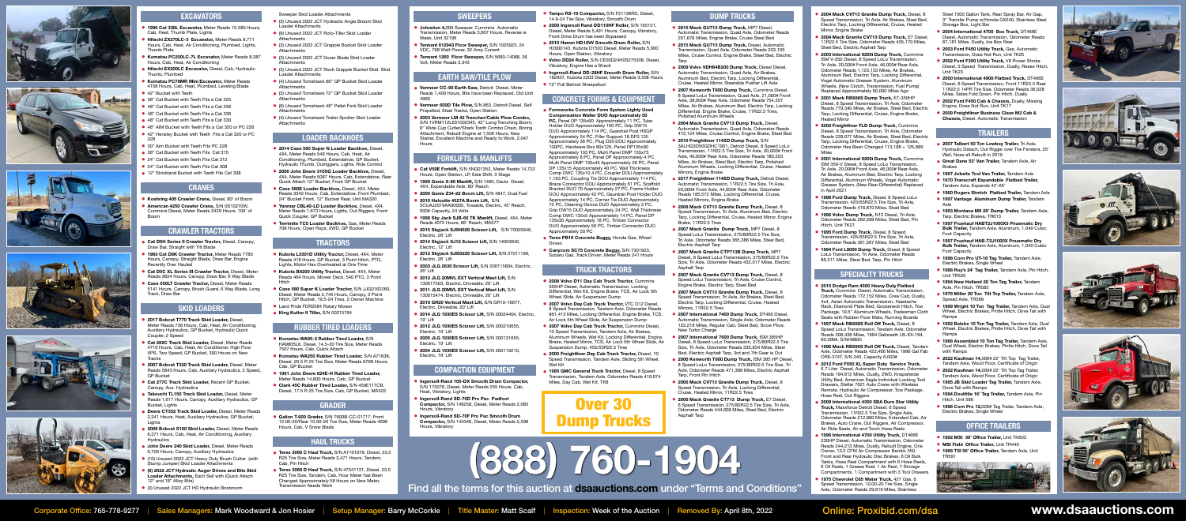## EXCAVATORS

- **1996 Cat 330L Excavator,** Meter Reads 15,585 Hours, Cab, Heat, Thumb Plate, Lights
- **Hitachi ZX270LC-3 Excavator,** Meter Reads 8,771 Hours, Cab, Heat, Air Conditioning, Plumbed, Lights, Thumb Plate
- **Komatsu PC200LC-7L Excavator,** Meter Reads 8,387 Hours, Cab, Heat, Air Conditioning
- **Hitachi EX300LC Excavator,** Diesel, Cab, Hydraulic Thumb, Plumbed
- **Komatsu PC78MR Mini Excavator,** Meter Reads 4158 Hours, Cab, Heat, Plumbed, Leveling Blade
- 42" Bucket with Teeth
- 36" Cat Bucket with Teeth Fits a Cat 325
- 48" Cat Bucket with Teeth Fits a Cat 336
- 48" Cat Bucket with Teeth Fits a Cat 336
- 48" Cat Bucket with Teeth Fits a Cat 330
- 48" ABM Bucket with Teeth Fits a Cat 320 or PC 228
- 42" Hensley Bucket with Teeth Fits a Cat 320 or PC 228
- 30" Aim Bucket with Teeth Fits PC 228
- 36" Cat Bucket with Teeth Fits Cat 315
- 24" Cat Bucket with Teeth Fits Cat 312
- 24" Cat Bucket with Teeth Fits Cat 308
- 12" Strickland Bucket with Teeth Fits Cat 308

## CRANES

- **Koehring 405 Crawler Crane,** Diesel, 80' of Boom
- **American 4250 Crawler Crane,** S/N GS10270W, Cummins Diesel, Meter Reads 3429 Hours, 100' of Boom

## CRAWLER TRACTORS

- **Cat D6H Series II Crawler Tractor,** Diesel, Canopy, Draw Bar, Straight with Tilt Blade
- **1983 Cat D6K Crawler Tractor,** Meter Reads 7780 Hours, Canopy, Straight Blade, Draw Bar, Engine Recently Over Hauled
- **Cat D5C XL Series III Crawler Tractor,** Diesel, Meter Reads 3624 Hours, Canopy, Draw Bar, 6 Way Blade
- **Case 550LT Crawler Tractor,** Diesel, Meter Reads 5141 Hours, Canopy, Brush Guard, 6 Way Blade, Long Track, Draw Bar

## SKID LOADERS

- **2017 Bobcat T770 Track Skid Loader,** Diesel, Meter Reads 736 Hours, Cab, Heat, Air Conditioning, Auxiliary Hydraulics, GP Bucket, Hydraulic Quick Coupler, 2 Speed
- **Cat 289C Track Skid Loader,** Diesel, Meter Reads 4710 Hours, Cab, Heat, Air Conditioner, High Flow XPS, Two Speed, GP Bucket, 300 Hours on New Tracks
- **2007 Bobcat T320 Track Skid Loader,** Diesel, Meter Reads 5843 Hours, Cab, Auxiliary Hydraulics, 2 Speed, GP Bucket
- **Cat 277C Track Skid Loader,** Recent GP Bucket, Canopy, Aux. Hydraulics
- **Takeuchi TL150 Track Skid Loader,** Diesel, Meter Reads 1,617 Hours, Canopy, Auxiliary Hydraulics, GP Bucket, Lights
- **Deere CT332 Track Skid Loader,** Diesel, Meter Reads 2,341 Hours, Heat, Auxiliary Hydraulics, GP Bucket, Lights
- **2008 Bobcat S160 Skid Loader,** Diesel, Meter Reads 6,371 Hours, Cab, Heat, Air Conditioning, Auxiliary Hydraulics
- **John Deere 240 Skid Loader,** Diesel, Meter Reads 6,700 Hours, Canopy, Auxiliary Hydraulics
- (10) Unused 2022 JCT Heavy Duty Brush Cutter (with Bump Jumper) Skid Loader Attachments
- **(6) 2022 JCT Hydraulic Auger Drives and Bits Skid Loader Attachments,** Each Sell with (Quick Attach 12" and 18" Alloy Bits)
- (3) Unused 2022 JCT HD Hydraulic Brobroom Sweeper Skid Loader Attachments
- (3) Unused 2022 JCT Hydraulic Angle Broom Skid Loader Attachments
- (6) Unused 2022 JCT Roto-Tiller Skid Loader Attachments
- (3) Unused 2022 JCT Grapple Bucket Skid Loader Attachments
- (3) Unused 2022 JCT Dozer Blade Skid Loader Attachments
- (3) Unused 2022 JCT Rock Grapple Bucket Skid Skid Loader Attachments
- (4) Unused Tomahawk 66" GP Bucket Skid Loader Attachments
- (3) Unused Tomahawk 72" GP Bucket Skid Loader Attachments
- (6) Unused Tomahawk 48" Pallet Fork Skid Loader Attachments
- (4) Unused Tomahawk Trailer Spotter Skid Loader Attachments

## LOADER BACKHOES

- **2014 Case 580 Super N Loader Backhoe,** Diesel, 4X4, Meter Reads 549 Hours, Cab, Heat, Air Conditioning, Plumbed, Extendahoe, GP Bucket, Hydraulic Thumb, Outriggers, Lights, Ride Control
- **2008 John Deere 310SG Loader Backhoe,** Diesel, 4X4, Meter Reads 3087 Hours, Cab, Extendahoe, Rear Quick Attach 12" Bucket, Front GP Bucket
- **Case 590E Loader Backhoe,** Diesel, 4X4, Meter Reads 3342 Hours, Cab, Extendahoe, Front Plumbed, 24" Bucket Front, 12" Bucket Rear, Unit MA320
- **Vermeer 03L40-LD Loader Backhoe,** Diesel, 4X4, Meter Reads 1,673 Hours, Lights, Out Riggers, Front Quick Coupler, GP Bucket
- **Terrimite TC5 Loader Backhoe,** Gas, Meter Reads 708 Hours, Open Rops, 2WD, GP Bucket

## TRACTORS

- **Kubota L3301D Utility Tractor,** Diesel, 4X4, Meter Reads 418 Hours, GP Bucket, 3 Point Hitch, PTO, Lights, Motor Has Overheated at One Time
- **Kubota B8200 Utility Tractor,** Diesel, 4X4, Meter Reads 464 Hours, Mower Deck, 540 PTO, 3 Point Hitch
- **Case 580 Super K Loader Tractor,** S/N JJG0162260, Diesel, Meter Reads 2,745 Hours, Canopy, 3 Point Hitch, GP Bucket, 19.5-24 Tires, 2 Owner Machine
- Land Pride FDR2584 Rotary Mower
- **King Kutter II Tiller,** S/N 00215764

## RUBBER TIRED LOADERS

- **Komatsu WA95-3 Rubber Tired Loader,** S/N HA8805L6, Diesel, 14.5-20 Tire Size, Meter Reads 7507 Hours, Cab, Quick Attach
- **Komatsu WA250 Rubber Tired Loader,** S/N A71638, Diesel, 20.5 R 25 Tire Size, Meter Reads 9768 Hours, Cab, GP Bucket
- **1991 John Deere 624E-H Rubber Tired Loader,** Meter Reads 14,600 Hours, Cab, GP Bucket
- **Clark 45C Rubber Tired Loader,** S/N 459E117CB, Diesel, 17.5 R 25 Tire Size, Cab, GP Bucket, MA522

## GRADER

- **Galion T-600 Grader,** S/N T600B-CC-01717, Front 12.00-20/Rear 10.00-20 Tire Size, Meter Reads 4696 Hours, Cab, V Snow Blade

## HAUL TRUCKS

- **Terex 3066 C Haul Truck,** S/N A7101079, Diesel, 23.5 R25 Tire Size, Meter Reads 3,471 Hours, Tandem, Cab, Pin Hitch
- **Terex 3066 D Haul Truck,** S/N 47341131, Diesel, 23.5 R25 Tire Size, Tandem, Cab, Hour Meter has Been Changed Approximately 58 Hours on New Meter, Transmission Needs Work

## SWEEPERS

- **Johnston 4,000** Sweeper, Cummins Automatic Transmission, Meter Reads 5,907 Hours, Reverse is Weak, Unit 32199
- **Tennant 6129A3 Floor Sweeper,** S/N 1025923, 24 VDC, 768 Watt Power, 32 Amp Current
- **Tennant 1280 Floor Sweeper,** S/N 5680-14068, 36 Volt, Meter Reads 3,343

## EARTH SAW/TILE PLOW

- **Vermeer CC-90 Earth Saw,** Detroit Diesel, Meter Reads 1,400 Hours, Bits have been Replaced, Old Unit 4960
- **Vermeer 600D Tile Plow,** S/N 863, Detroit Diesel, Self Propelled, Steel Tracks, Open Station
- **2003 Vermeer LM 42 Trencher/Cable Plow Combo,** S/N 1VRM112L6310023 45, 42" Long trenching Boom, 6" Wide Cup Cutter/Shark Tooth Combo Chain, Boring Attachment, Rebuilt Engine at 1,500 Hours, New Starter, Excellent Machine and Ready to Work, 2,047 Hours

## FORKLIFTS & MANLIFTS

- **Cat V50E Forklift,** S/N 5NG01352, Meter Reads 14,722 Hours, Open Station, LP, Side Shift, 3 Stage
- **1999 Genie S-60 Manlift,** S/N 1460, Deutz Diesel, 4X4, Expandable Axle, 60' Reach
- **2006 Genie Z34-22 Boom Lift,** S/N 4847, Dual Fuel
- **2010 Haulotte 4527A Boom Lift,** S/N 5CUA2013A40005, Towable, Electric, 45' Reach, 500# Capacity, 24 Volts
- **1998 Sky Jack SJII-46 TK Manlift,** Diesel, 4X4, Meter Reads 4072 Hours, 66' Reach, MA577
- **2015 Skyjack SJIII4626 Scissor Lift,** S/N 70025946, Electric, 26' Lift
- **2014 Skyjack SJ12 Scissor Lift,** S/N 14003642, Electric, 12' Lift
- **2012 Skyjack SJIII3226 Scissor Lift,** S/N 27011199, Electric, 26' Lift
- **2003 JLG 2630 Scissor Lift,** S/N 200115804, Electric, 26' Lift
- **2012 JLG 20MVL EXT Vertical Mast Lift,** S/N 130017503, Electric, Driveable, 20' Lift
- **2011 JLG 20MVL EXT Vertical Mast Lift,** S/N 130015474, Electric, Driveable, 20' Lift
- **2010 GR20 Vertical Mast Lift,** S/N GR10-16677, Electric, Driveable, 20' Lift
- **2014 JLG 1930ES Scissor Lift,** S/N 20024404, Electric, 19' Lift
- **2012 JLG 1930ES Scissor Lift,** S/N 200210655, Electric, 19' Lift
- **2005 JLG 1930ES Scissor Lift,** S/N 200131655, Electric, 19' Lift
- **2004 JLG 1930ES Scissor Lift,** S/N 200119210, Electric, 19' Lift

## COMPACTION EQUIPMENT

- **Ingersoll-Rand 105-DX Smooth Drum Compactor,** S/N 175076, Diesel, Meter Reads 255 Hours, Cab, Heat, Vibratory, Lights
- **Ingersoll-Rand SD-70D Pro Pac Padfoot Compactor,** S/N 149258, Diesel, Meter Reads 2,085 Hours, Vibratory
- **Ingersoll-Rand SD-70F Pro Pac Smooth Drum Compactor,** S/N 144346, Diesel, Meter Reads 2,598 Hours, Vibratory
- **Tampo RS-16 Compactor,** S/N F21136RD, Diesel, 14.9-24 Tire Size, Vibratory, Smooth Drum
- **2000 Ingersoll Rand DD110HF Roller,** S/N 165151, Diesel, Meter Reads 5,491 Hours, Canopy, Vibratory, Front Drive Drum has been Bypassed
- **2015 Hamm HD120V Smooth Drum Roller,** S/N H2000143, Kubota D1503 Diesel, Meter Reads 5,000 Hours, Open Station, Vibratory
- **Volvo DD24 Roller,** S/N CE00D24H05275308, Diesel, Vibratory, Engine Has a Knock
- **Ingersoll-Rand DD-28HF Smooth Drum Roller,** S/N 162937, Kubota 2203 Diesel, Meter Reads 3,508 Hours
- 72" Pull Behind Sheepsfoot

## CONCRETE FORMS & EQUIPMENT

- **Formworks Concrete Form System Lighty Used Compensation Waller DUO Approximately 50 PC,** Panel DP 135x90 Approximately 11 PC, Tube Holder DUO Approximately 100 PC, Grip DW15 DUO Approximately 114 PC, Guardrail Post HSGP Approximately 54 PC, Filler Support 18 DFS 135 Approximately 36 PC, Plug D20 DOU Approximately 100PC, Hardware Box 80x120, Panel DP135x90 Approximately 132 PC, Multi Panel DMP 135x75 Approximately 8 PC, Panel DP Approximately 4 PC, Multi Panel DMP 135x45 Approximately 26 PC, Panel DP 135x15 Approximately 40 PC, Wall Thickness Comp DWC 135x10 4 PC, Coupler DOU Approximately 1,163 PC, Coupling Tie DOU Approximately 114 PC, Brace Connector DOU Approximately 61 PC, Scaffold Bracket DUO 70 Approximately 27 PC, Frame Holder DUO Approximately 42 PC, Guardrail Post Holder DUO Approximately 14 PC, Corner Tie DUO Approximately 72 PC, Cleaning Device DUO Approximately 2 PC, Grip DW15 DUO Approximately 24 PC, Wall Thickness Comp DWC 135x5 Approximately 14 PC, Panel DP 135x30 Approximately 18 PC, Timber Connector DUO Approximately 50 PC, Timber Connector DUO Approximately 50 PC
- **Terex PB16 Concrete Buggy,** Honda Gas, Wheel Driven
- **Canycom SC75 Concrete Buggy,** S/N 7301923, Subaru Gas, Track Driven, Meter Reads 241 Hours

## TRUCK TRACTORS

- **2008 Volvo D11 Day Cab Truck Tractor,** Cummins 365HP Diesel, Automatic Transmission, Locking Differential, Wet Kit, Engine Brake, TCS, Air Lock 5th Wheel Slide, Air Suspension Dump
- **2007 Volvo Day Cab Truck Tractor,** VTC D12 Diesel, 8 Speed Transmission, Tandem Axle, Odometer Reads 981,413 Miles, Locking Differential, Engine Brake, TCS, Air Lock 5th Wheel Slide, Air Suspension Dump
- **2007 Volvo Day Cab Truck Tractor,** Cummins Diesel, 10 Speed Transmission, Tandem Axle, Air Brakes, Aluminum Wheels, Wet Kit, Locking Differential, Engine Brake, Heated Mirror, TCS, Air Lock 5th Wheel Slide, Air Suspension Dump, 455/55R22.5 Tires
- **2005 Freightliner Day Cab Truck Tractor,** Diesel, 10 Speed Transmission, Tandem Axle, Sliding 5th Wheel, Wet Kit
- **1995 GMC General Truck Tractor,** Diesel, 8 Speed Transmission, Tandem Axle, Odometer Reads 418,074 Miles, Day Cab, Wet Kit, TK8

**Over 30 Dump Trucks**

## DUMP TRUCKS

- **2015 Mack GU713 Dump Truck,** MP7 Diesel, Automatic Transmission, Quad Axle, Odometer Reads 201,876 Miles, Engine Brake, Cruise Steel Bed
- **2015 Mack GU713 Dump Truck,** Diesel, Automatic Transmission, Quad Axle, Odometer Reads 203,105 Miles, Cruise Control, Engine Brake, Steel Bed, Electric Tarp
- **2009 Volvo VDH64B200 Dump Truck,** Diesel Diesel, Automatic Transmission, Quad Axle, Air Brakes, Aluminum Bed, Electric Tarp, Locking Differential, Cruise, Heated Mirror, Stainless Steel Pusher Lift Axle
- **2007 Kenworth T800 Dump Truck,** Cummins Diesel, 8 Speed LoLo Transmission, Quad Axle, 21,000# Front Axle, 38,000# Rear Axle, Odometer Reads 754,557 Miles, Air Brakes, Aluminum Bed, Electric Tarp, Locking Differential, Engine Brake, Cruise, 11R22.5 Tires, Polished Aluminum Wheels
- **2004 Mack Granite CV713 Dump Truck,** Diesel, Automatic Transmission, Quad Axle, Odometer Reads 472,124 Miles, Cruise Control, Engine Brake, Steel Bed
- **2016 Freightliner 114SD Dump Truck,** S/N 3ALHG3DV6GDHC1901, Detroit Diesel, 8 Speed LoLo Transmission, 11R22.5 Tire Size, Tri Axle, 20,000# Front Axle, 40,000# Rear Axle, Odometer Reads 180,553 Miles, Air Brakes, Steel Bed, Electric Tarp, Polished Aluminum Wheels, Locking Differential, Cruise, Heated Mirrors, Engine Brake
- **2017 Freightliner 114SD Dump Truck,** Detroit Diesel, Automatic Transmission, 11R22.5 Tire Size, Tri Axle, 20,000# Front Axle, 44,000# Rear Axle, Odometer Reads 185,572 Miles, Locking Differential, Cruise, Heated Mirrors, Engine Brake
- **2008 Mack CV713 Granite Dump Truck,** Diesel, 8 Speed Transmission, Tri Axle, Aluminum Bed, Electric Tarp, Locking Differential, Cruise, Heated Mirror, Engine Brake, 11R22.5 Tires
- **2007 Mack Granite Dump Truck,** MP7 Diesel, 8 Speed LoLo Transmission, 275/80R22.5 Tire Size, Tri Axle, Odometer Reads 365,386 Miles, Steel Bed, Electric Asphalt Tarp
- **2007 Mack Granite CTP713B Dump Truck,** MP7 Diesel, 8 Speed LoLo Transmission, 275/80R22.5 Tire Size, Tri Axle, Odometer Reads 432,017 Miles, Electric Asphalt Tarp
- **2007 Mack Granite CV713 Dump Truck,** Diesel, 8 Speed LoLo Transmission, Tri Axle, Cruise Control, Engine Brake, Electric Tarp, Steel Bed
- **2007 Mack CV713 Granite Dump Truck,** Diesel, 8 Speed Transmission, Tri Axle, Air Brakes, Steel Bed, Electric Tarp, Locking Differential, Cruise, Heated Mirrors, 11R22.5 Tires
- **2007 International 7400 Dump Truck,** DT466 Diesel, Automatic Transmission, Single Axle, Odometer Reads 122,218 Miles, Regular Cab, Steel Bed, Snow Plow, New Turbo Charger
- **2007 International 7600 Dump Truck,** ISM 385HP Diesel, 8 Speed LoLo Transmission, 275/80R22.5 Tire Size, Tri Axle, Odometer Reads 335,834 Miles, Steel Bed, Electric Asphalt Tarp, 3rd and 7th Gear is Out
- **2006 Kenworth T800 Dump Truck,** ISM 385 HP Diesel, 8 Speed LoLo Transmission, 275/80R22.5 Tire Size, Tri Axle, Odometer Reads 471,388 Miles, Electric Asphalt Tarp, Front Pin Hitch
- **2006 Mack CV713 Granite Dump Truck,** Diesel, 8 Speed Transmission, Tri Axle, Locking Differential, Cruise, Heated Mirror, 11R22.5 Tires
- **2005 Mack Granite CT713 Dump Truck,** E7 Diesel, 8 Speed Transmission, 275/80R22.5 Tire Size, Tri Axle, Odometer Reads 444,009 Miles, Steel Bed, Electric Asphalt Tarp
- **2004 Mack CV713 Granite Dump Truck,** Diesel, 8 Speed Transmission, Tri Axle, Air Brakes, Steel Bed, Electric Tarp, Locking Differential, Cruise, Heated Mirror, Engine Brake
- **2004 Mack Granite CV713 Dump Truck,** E7 Diesel, 11R22.5 Tire Size, Odometer Reads 435,170 Miles, Steel Bed, Electric Asphalt Tarp
- **2003 International 9200i Dump Truck,** Cummins ISM V-350 Diesel, 8 Speed LoLo Transmission, Tri Axle, 20,000# Front Axle, 46,000# Rear Axle, Odometer Reads 1,123,153 Miles, Air Brakes, Aluminum Bed, Electric Tarp, Locking Differential, Vogel Automatic Greaser System, Aluminum Wheels, (New Clutch, Transmission, Fuel Pump) Replaced Approximately 60,000 Miles Ago
- **2001 Mack RB688S Dump Truck,** E7-350HP Diesel, 8 Speed Transmission, Tri Axle, Odometer Reads 778,340 Miles, Air Brakes, Steel Bed, Electric Tarp, Locking Differential, Cruise, Engine Brake, Heated Mirror
- **2002 Freightliner FLD Dump Truck,** Cummins Diesel, 8 Speed Transmission, Tri Axle, Odometer Reads 239,077 Miles, Air Brakes, Steel Bed, Electric Tarp, Locking Differential, Cruise, Engine Brake, Odometer Has Been Changed 113,188 + 125,889 Miles
- **2001 International 9200i Dump Truck,** Cummins ISM 350-V Diesel, 8 Speed LoLo Transmission, Tri Axle, 20,000# Front Axle, 46,000# Rear Axle, Air Brakes, Aluminum Bed, Electric Tarp, Locking Differential, Aluminum Wheels, Vogel Automatic Greaser System, (New Rear Differential) Replaced in April 2021
- **1999 Ford Dump Truck,** Diesel, 8 Speed LoLo Transmission, 425/65R22.5 Tire Size, Tri Axle, Odometer Reads 416,870 Miles, Steel Bed
- **1996 Volvo Dump Truck,** N12 Diesel, Tri Axle, Odometer Reads 282,599 Miles, Steel Bed, Pin Hitch, Unit TK21
- **1995 Ford Dump Truck,** Diesel, 8 Speed Transmission, 425/65R22.5 Tire Size, Tri Axle, Odometer Reads 361,567 Miles, Steel Bed
- **1994 Ford L9000 Dump Truck,** Diesel, 8 Speed LoLo Transmission, Tri Axle, Odometer Reads 86,511 Miles, Steel Bed, Tarp, Pin Hitch

## SPECIALTY TRUCKS

- **2015 Dodge Ram 4500 Heavy Duty Flatbed Truck,** Cummins Diesel, Automatic Transmission, Odometer Reads 172,152 Miles, Crew Cab, Dually, 4x4, Asian Automatic Transmission, Headache Rack, Diamond Plate Bed, Gooseneck Hitch, Tow Package, 19.5" Aluminum Wheels, Tradesman Cloth Seats with Rubber Floor Mats, Running Boards
- **1997 Mack RB688S Roll Off Truck,** Diesel, 8 Speed LoLo Transmission, Tandem Axle, Odometer Reads 298,438 Miles, 1994 Galbreath U5-EX-194, 60,000# S/N H6800
- **1996 Mack RB690S Roll Off Truck,** Diesel, Tandem Axle, Odometer Reads 423,466 Miles, 1996 Gal Fab OR6-3747, S/N 240, Capacity 6,000#
- **2012 Ford F550 XL Super Duty Service Truck,** 6.7 Liter Diesel, Automatic Transmission, Odometer Reads 194,612 Miles, Dually, 2WD, Knapheide Utility Bed, American Eagle Individual Locking Tool Drawers, Stellar 7621 Auto Crane with Wireless Remote, Hydraulic Air Compressor, Tow Package, Hose Reel, Out Riggers
- **2009 International 4300 SBA Dura Star Utility Truck,** Maxxforce Detroit Diesel, 6 Speed Transmission, 11R22.5 Tire Size, Single Axle, Odometer Reads 212,980 Miles, Extended Cab, Air Brakes, Auto Crane, Out Riggers, Air Compressor, Air Ride Seats, Air and Torch Hose Reels
- **1996 International 4700 Utility Truck,** DT466E 230HP Diesel, Automatic Transmission, Odometer Reads 244,213 Miles, Dually, Rebuilt Engine, One Owner, 13.2 CFM Air Compressor Bendix 550, Front and Rear Hydraulic Disc Brakes, 6 Oil Bulk Tanks, Hose Reel Compartment with 6 Hose Reels, 6 Oil Reels, 1 Grease Reel, 1 Air Reel, 7 Storage Compartments, 1 Compartment with 3 Tool Drawers
- **1975 Chevrolet C65 Water Truck,** 427 Gas, 6 Speed Transmission, 10.00-20 Tire Size, Single Axle, Odometer Reads 29,619 Miles, Stainless Steel 1500 Gallon Tank, Rear Spray Bar, Air Gap, 3" Transfer Pump w/Honda GX240, Stainless Steel Storage Box, Light Bar
- **2004 International 4700 Box Truck,** DT466E Diesel, Automatic Transmission, Odometer Reads 67,181 Miles, Dually, Ice Box Rear
- **2003 Ford F450 Utility Truck,** Gas, Automatic Transmission, Does Not Run, Unit TK35
- **2002 Ford F350 Utility Truck,** V8 Power Stroke Diesel, 5 Speed Transmission, Dually, Reese Hitch, Unit TK23
- **2000 International 4900 Flatbed Truck,** DT466E Diesel, 6 Speed Transmission, Front 11R22.5 Rear 11R22.5 14PR Tire Size, Odometer Reads 36,528 Miles, Slide Fold Down, Pin Hitch, Dually
- **2002 Ford F450 Cab & Chassis,** Dually, Missing Engine, Does Not Run, Unit TK17
- **2009 Freightliner Business Class M2 Cab & Chassis,** Diesel, Automatic Transmission

## TRAILERS

- **2007 Talbert 50 Ton Lowboy Trailer,** Tri Axle, Hydraulic Detach, Out Rigger over Tire Fenders, 25' Well, Nose all Rebuilt in 2019
- **Great Dane 53' Van Trailer,** Tandem Axle, Air Brakes
- **1967 Jobsite Tool Van Trailer,** Tandem Axle
- **1970 Transcraft Expandable Flatbed Trailer,** Tandem Axle, Expands 42'-60'
- **1960 Rogers Stretch Flatbed Trailer,** Tandem Axle
- **1997 Vantage Aluminum Dump Trailer,** Tandem Axle
- **1993 Montana M9 28' Dump Trailer,** Tandem Axle, Tarp, Electric Brakes, TR613
- **1997 Fruehauf HABT2J1000X3 Pneumatic Dry Bulk Trailer,** Tandem Axle, Aluminum, 1,040 Cubic Foot Capacity
- **1997 Fruehauf HAB-T2J1000X Pneumatic Dry Bulk Trailer,** Tandem Axle, Aluminum, 1,040 Cubic Foot Capacity
- **1998 Corn Pro UT-18 Tag Trailer,** Tandem Axle, Electric Brakes, Single Wheel
- **1988 Roy's 24' Tag Trailer,** Tandem Axle, Pin Hitch, Unit TR520
- **1994 New Holland 20 Ton Tag Trailer,** Tandem Axle, Pin Hitch, TR585
- **1976 Miller 20 Ton Tilt Top Trailer,** Tandem Axle, Spread Axle, TR589
- **1999 Wright 10 Ton Tag Trailer,** Tandem Axle, Dual Wheel, Electric Brakes, Pintle Hitch, Dove Tail with Ramps
- **1992 Belshe 10 Ton Tag Trailer,** Tandem Axle, Dual Wheel, Electric Brakes, Pintle Hitch, Dove Tail with Ramps
- **1988 Assembled 10 Ton Tag Trailer,** Tandem Axle, Dual Wheel, Electric Brakes, Pintle Hitch, Dove Tail with Ramps
- **2022 Kaufman 14,000# 22' Tilt Top Tag Trailer,** Tandem Axle, Wood Floor, Certificate of Origin
- **2022 Kaufman 14,000# 22' Tilt Top Tag Trailer,** Tandem Axle, Wood Floor, Certificate of Origin
- **1995 JB Skid Loader Tag Trailer,** Tandem Axle, Dove Tail with Ramps
- **1994 Doolittle 16' Tag Trailer,** Tandem Axle, Pin Hitch, Unit 586
- **1998 Corn Pro 12,000# Tag Trailer,** Tandem Axle, Electric Brakes, Single Wheel

## OFFICE TRAILERS

- **1992 MSI 30' Office Trailer,** Unit TK603
- **MSI Field Office Trailer,** Unit TR440
- **1988 TSI 56' Office Trailer,** Tandem Axle, Unit TR591

**(888) 760-1904**

Find all the terms for this auction at **dsaauctions.com** under "Terms and Conditions"

Corporate Office: 765-778-9277 | Sales Managers: Mark Woodward & Jon Hosier | Setup Manager: Barry McCorkle | Title Master: Matt Scalf | Inspection: Week of the Auction | Removed By: April 8th, 2022

Online: Proxibid.com/dsa

**www.dsaauctions.com**